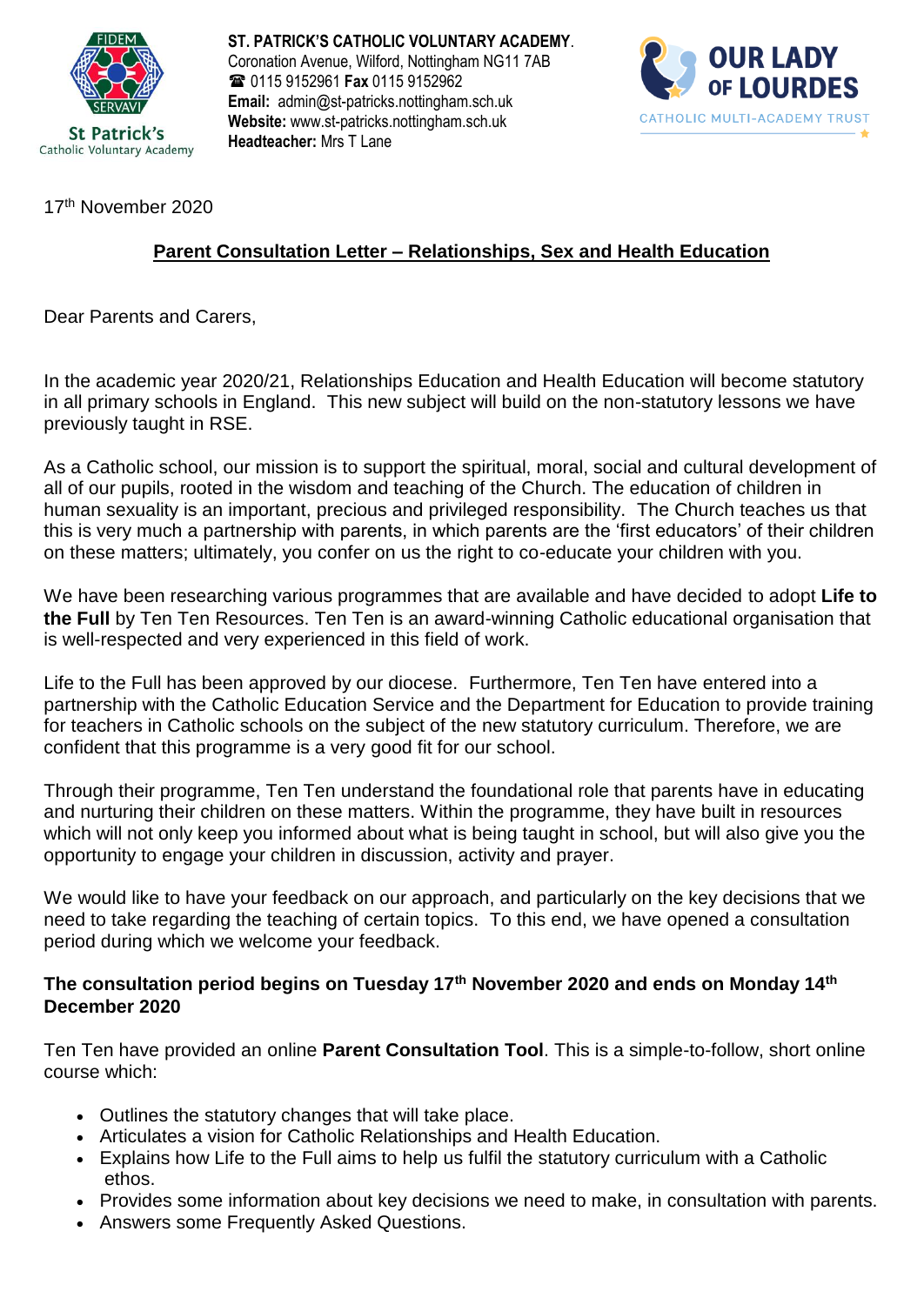**ST. PATRICK'S CATHOLIC VOLUNTARY ACADEMY.**
Coronation Avenue, Wilford, Nottingham NG11 7AB
☎ 0115 9152961 **Fax** 0115 9152962
**Email:** admin@st-patricks.nottingham.sch.uk
**Website:** www.st-patricks.nottingham.sch.uk
**Headteacher:** Mrs T Lane

17th November 2020

## Parent Consultation Letter – Relationships, Sex and Health Education

Dear Parents and Carers,

In the academic year 2020/21, Relationships Education and Health Education will become statutory in all primary schools in England. This new subject will build on the non-statutory lessons we have previously taught in RSE.

As a Catholic school, our mission is to support the spiritual, moral, social and cultural development of all of our pupils, rooted in the wisdom and teaching of the Church. The education of children in human sexuality is an important, precious and privileged responsibility. The Church teaches us that this is very much a partnership with parents, in which parents are the 'first educators' of their children on these matters; ultimately, you confer on us the right to co-educate your children with you.

We have been researching various programmes that are available and have decided to adopt **Life to the Full** by Ten Ten Resources. Ten Ten is an award-winning Catholic educational organisation that is well-respected and very experienced in this field of work.

Life to the Full has been approved by our diocese. Furthermore, Ten Ten have entered into a partnership with the Catholic Education Service and the Department for Education to provide training for teachers in Catholic schools on the subject of the new statutory curriculum. Therefore, we are confident that this programme is a very good fit for our school.

Through their programme, Ten Ten understand the foundational role that parents have in educating and nurturing their children on these matters. Within the programme, they have built in resources which will not only keep you informed about what is being taught in school, but will also give you the opportunity to engage your children in discussion, activity and prayer.

We would like to have your feedback on our approach, and particularly on the key decisions that we need to take regarding the teaching of certain topics. To this end, we have opened a consultation period during which we welcome your feedback.

**The consultation period begins on Tuesday 17th November 2020 and ends on Monday 14th December 2020**

Ten Ten have provided an online **Parent Consultation Tool**. This is a simple-to-follow, short online course which:

- Outlines the statutory changes that will take place.
- Articulates a vision for Catholic Relationships and Health Education.
- Explains how Life to the Full aims to help us fulfil the statutory curriculum with a Catholic ethos.
- Provides some information about key decisions we need to make, in consultation with parents.
- Answers some Frequently Asked Questions.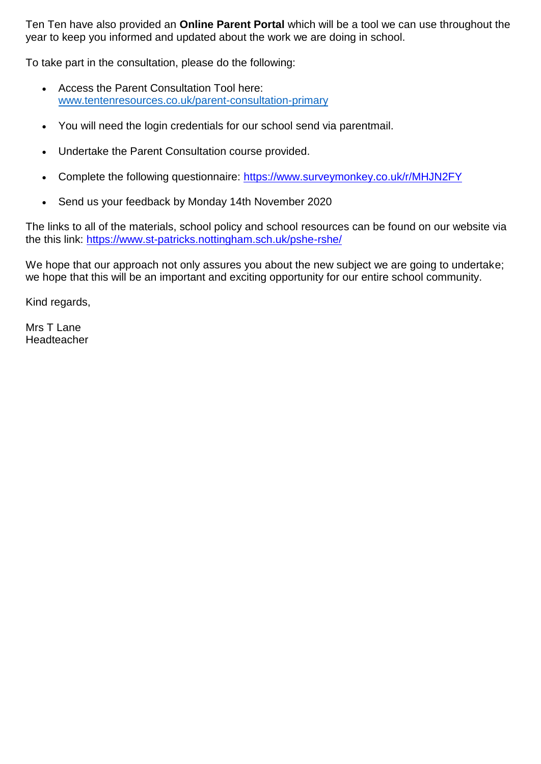Ten Ten have also provided an **Online Parent Portal** which will be a tool we can use throughout the year to keep you informed and updated about the work we are doing in school.

To take part in the consultation, please do the following:

- Access the Parent Consultation Tool here: www.tentenresources.co.uk/parent-consultation-primary
- You will need the login credentials for our school send via parentmail.
- Undertake the Parent Consultation course provided.
- Complete the following questionnaire: https://www.surveymonkey.co.uk/r/MHJN2FY
- Send us your feedback by Monday 14th November 2020

The links to all of the materials, school policy and school resources can be found on our website via the this link: https://www.st-patricks.nottingham.sch.uk/pshe-rshe/

We hope that our approach not only assures you about the new subject we are going to undertake; we hope that this will be an important and exciting opportunity for our entire school community.

Kind regards,

Mrs T Lane
Headteacher